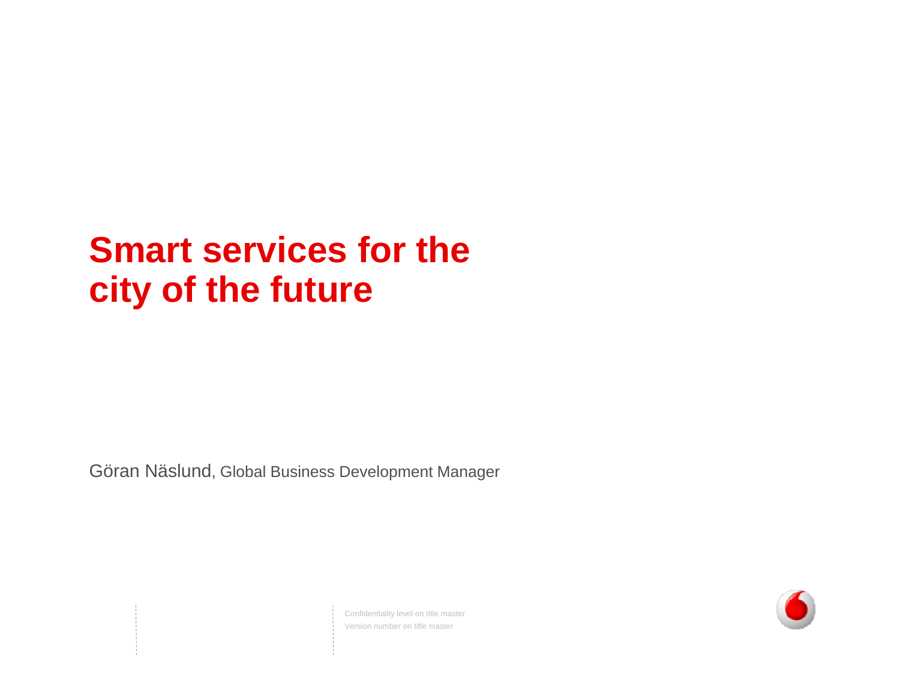# Smart services for the city of the future

Göran Näslund, Global Business Development Manager

Confidentiality level on title master
Version number on title master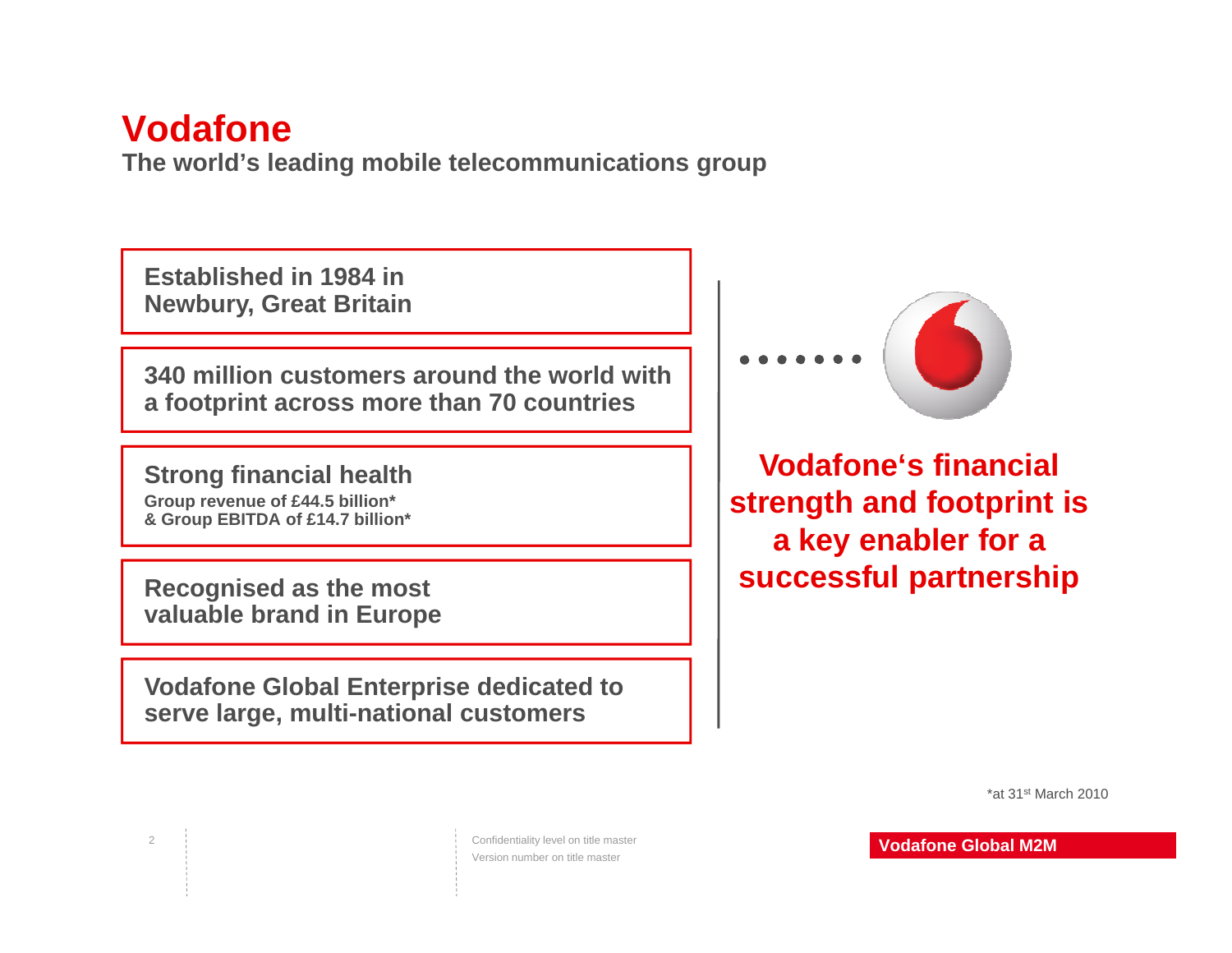# Vodafone

**The world's leading mobile telecommunications group**

**Established in 1984 in Newbury, Great Britain**

**340 million customers around the world with a footprint across more than 70 countries**

**Strong financial health**
Group revenue of £44.5 billion*
& Group EBITDA of £14.7 billion*

**Recognised as the most valuable brand in Europe**

**Vodafone Global Enterprise dedicated to serve large, multi-national customers**

**Vodafone's financial strength and footprint is a key enabler for a successful partnership**

*at 31st March 2010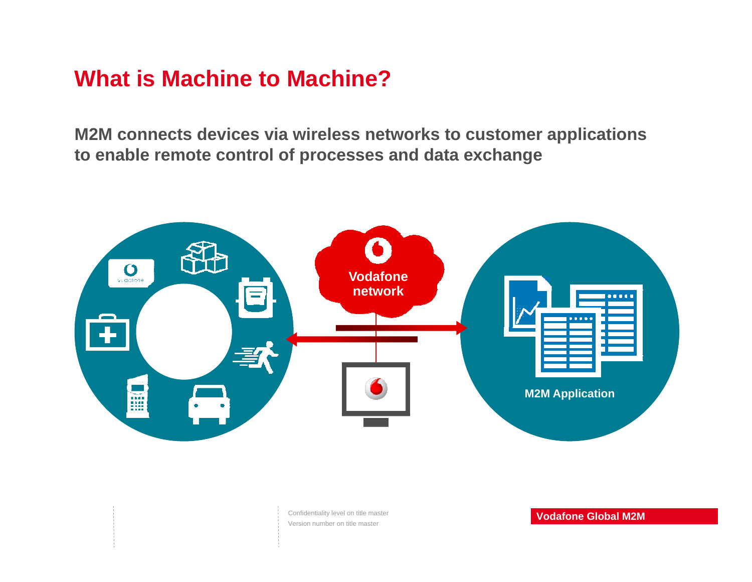# What is Machine to Machine?

**M2M connects devices via wireless networks to customer applications to enable remote control of processes and data exchange**

Vodafone network

M2M Application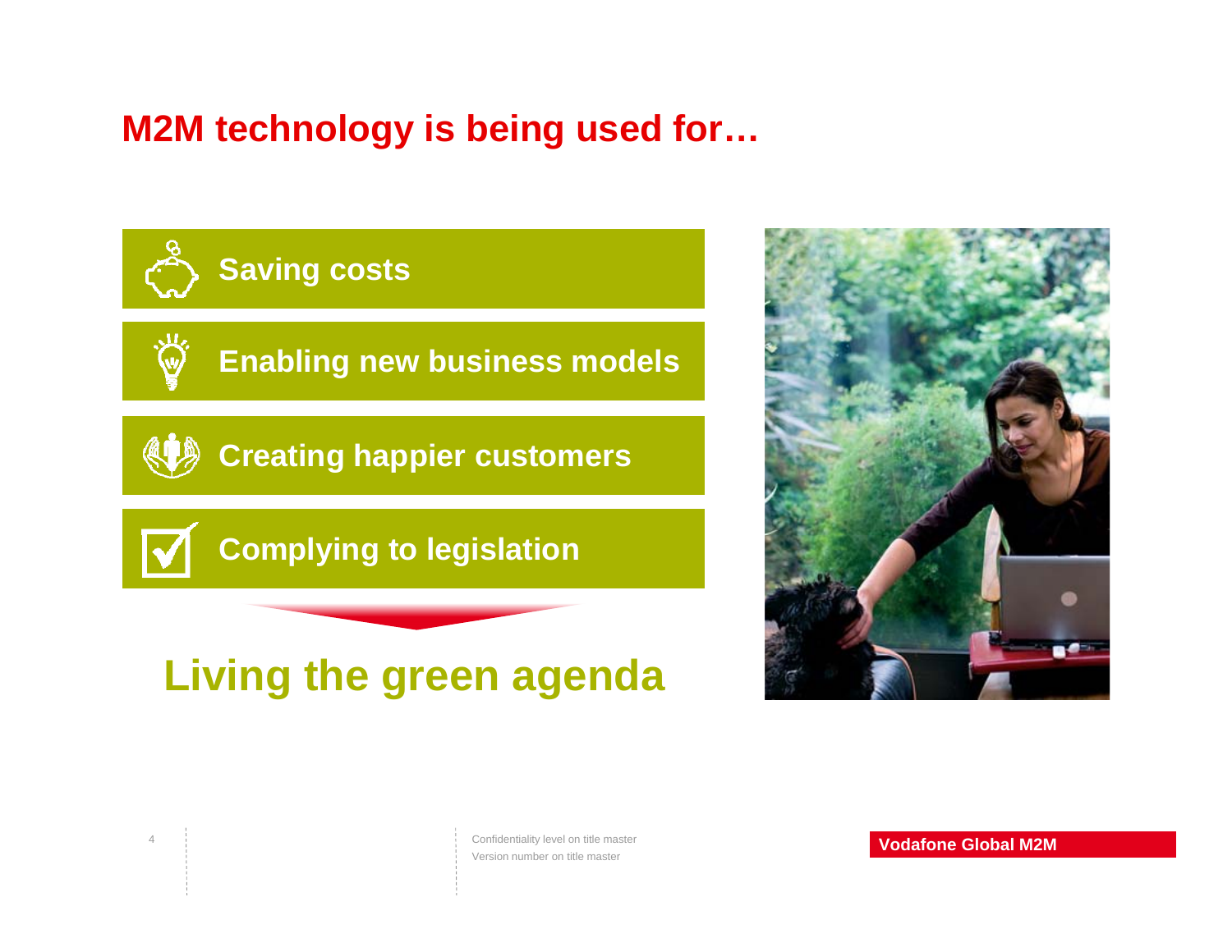# M2M technology is being used for…

- **Saving costs**
- **Enabling new business models**
- **Creating happier customers**
- **Complying to legislation**

## Living the green agenda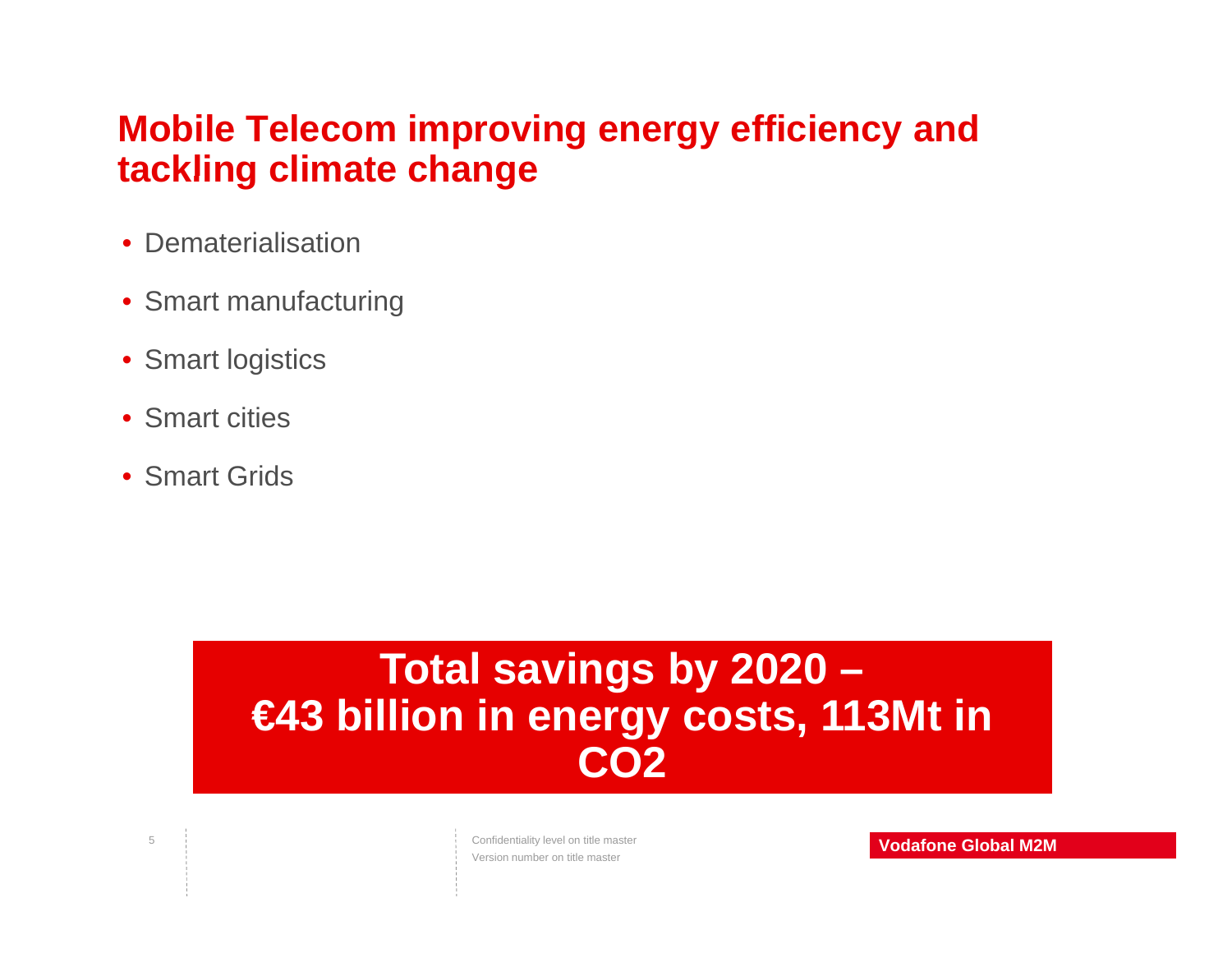# Mobile Telecom improving energy efficiency and tackling climate change

- Dematerialisation
- Smart manufacturing
- Smart logistics
- Smart cities
- Smart Grids

**Total savings by 2020 – €43 billion in energy costs, 113Mt in $CO_2$**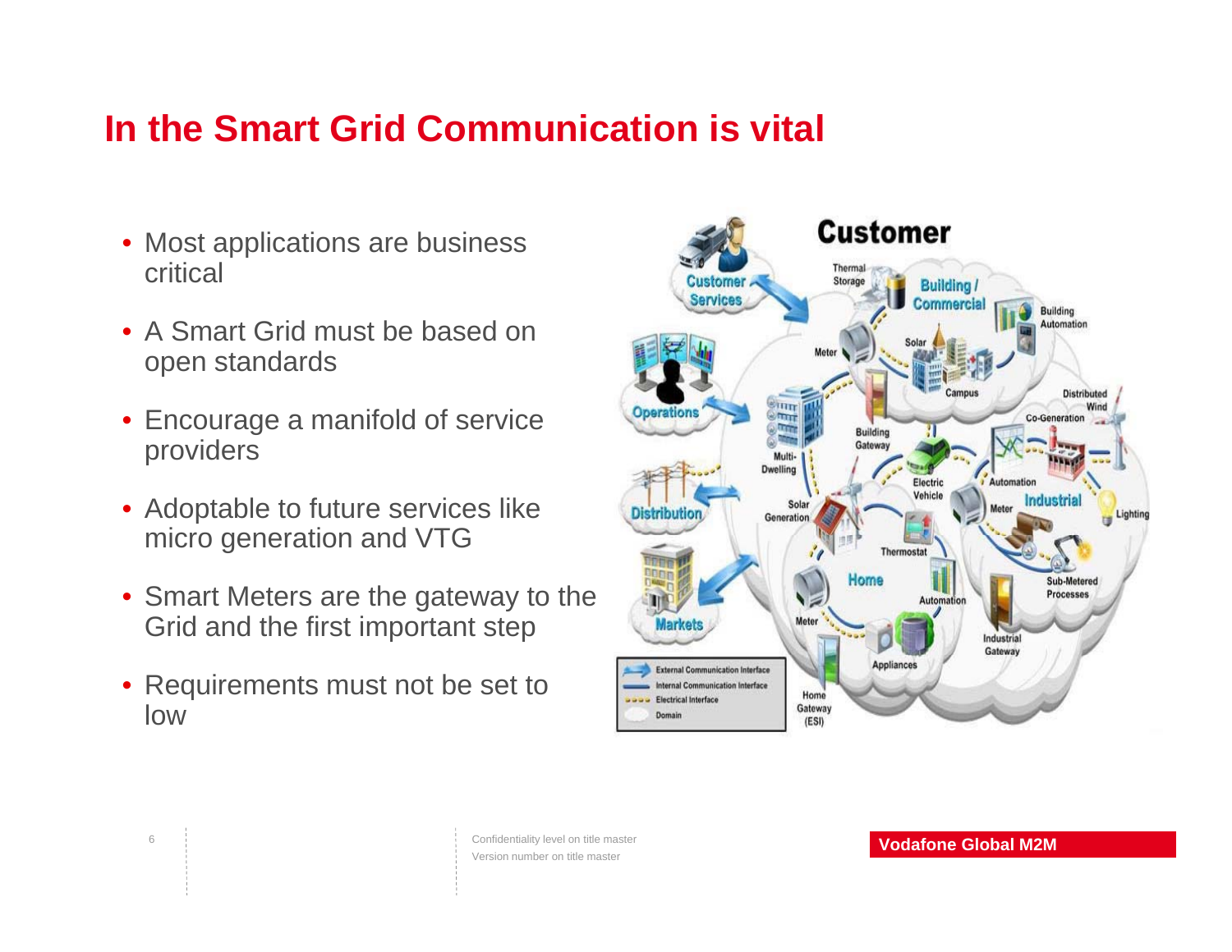# In the Smart Grid Communication is vital

- Most applications are business critical
- A Smart Grid must be based on open standards
- Encourage a manifold of service providers
- Adoptable to future services like micro generation and VTG
- Smart Meters are the gateway to the Grid and the first important step
- Requirements must not be set to low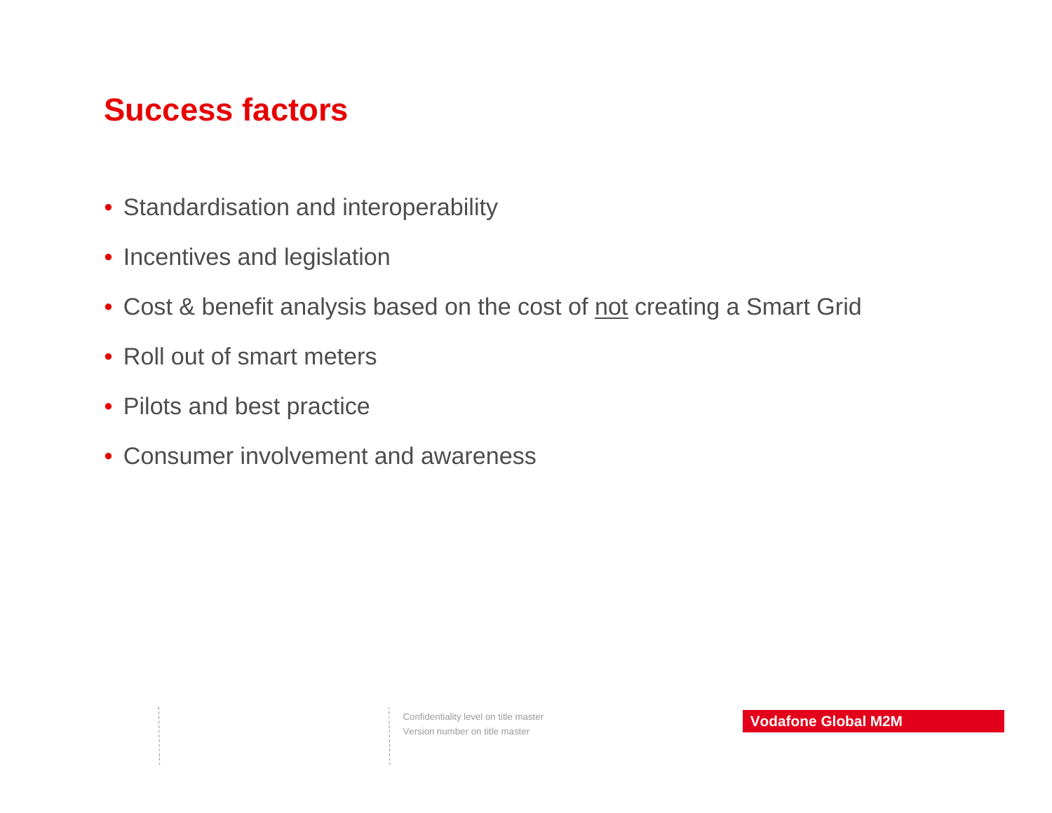# Success factors

- Standardisation and interoperability
- Incentives and legislation
- Cost & benefit analysis based on the cost of <u>not</u> creating a Smart Grid
- Roll out of smart meters
- Pilots and best practice
- Consumer involvement and awareness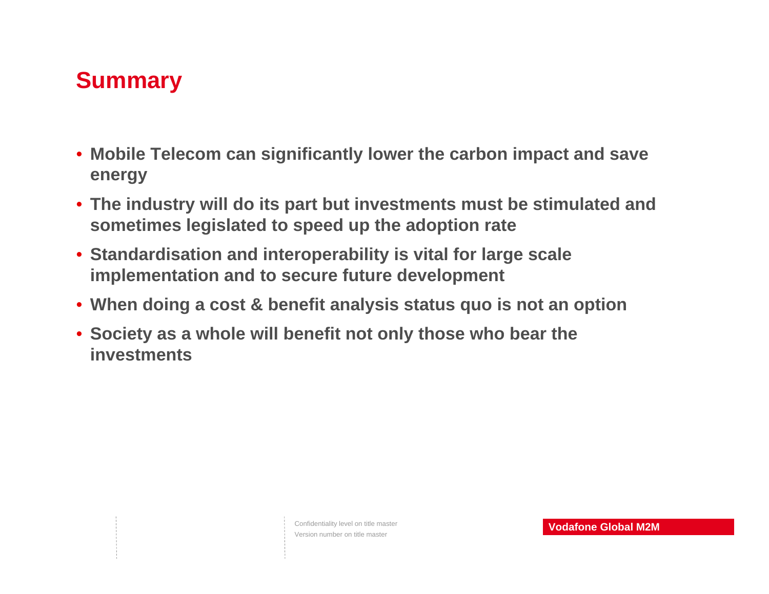# Summary

- **Mobile Telecom can significantly lower the carbon impact and save energy**
- **The industry will do its part but investments must be stimulated and sometimes legislated to speed up the adoption rate**
- **Standardisation and interoperability is vital for large scale implementation and to secure future development**
- **When doing a cost & benefit analysis status quo is not an option**
- **Society as a whole will benefit not only those who bear the investments**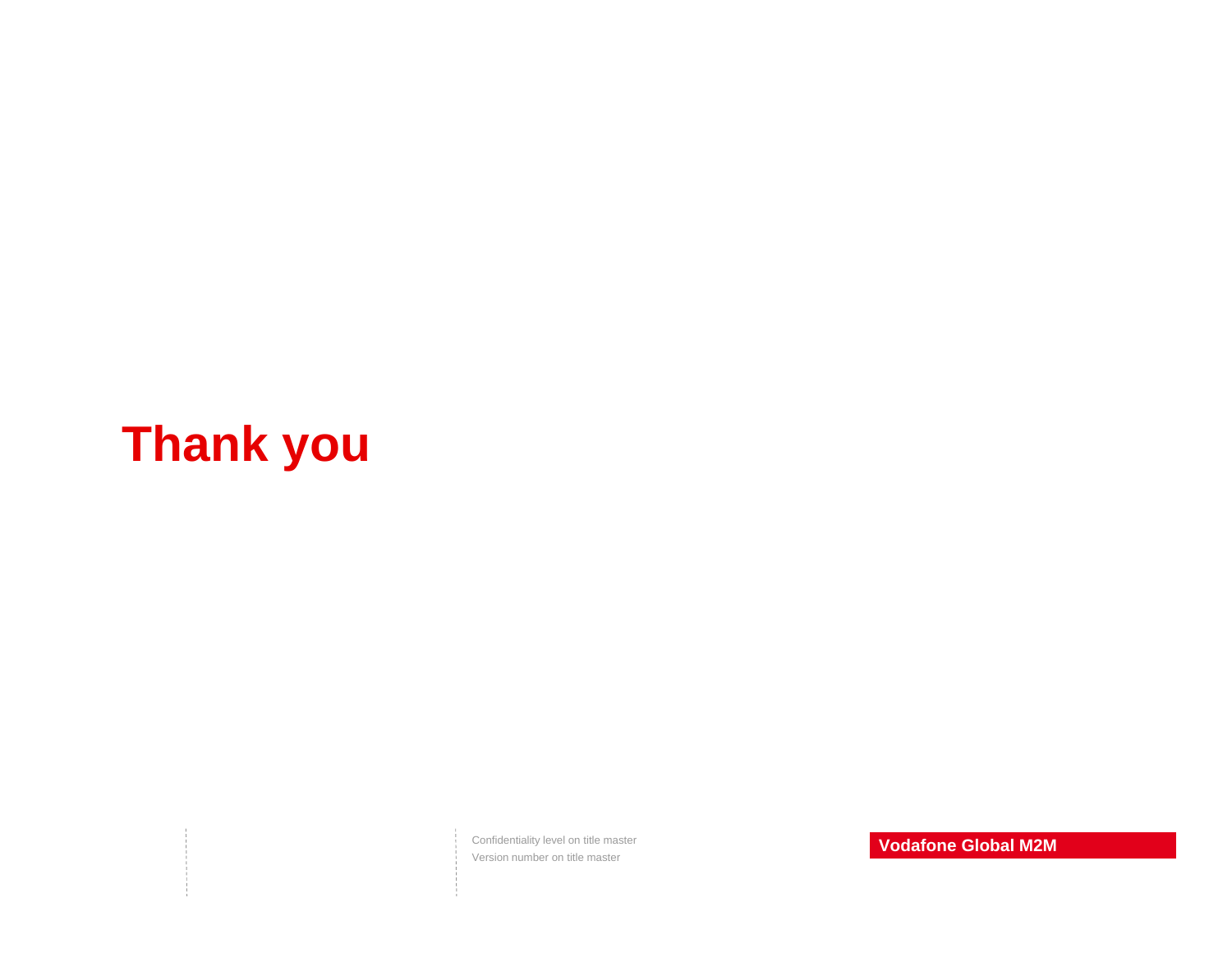# Thank you